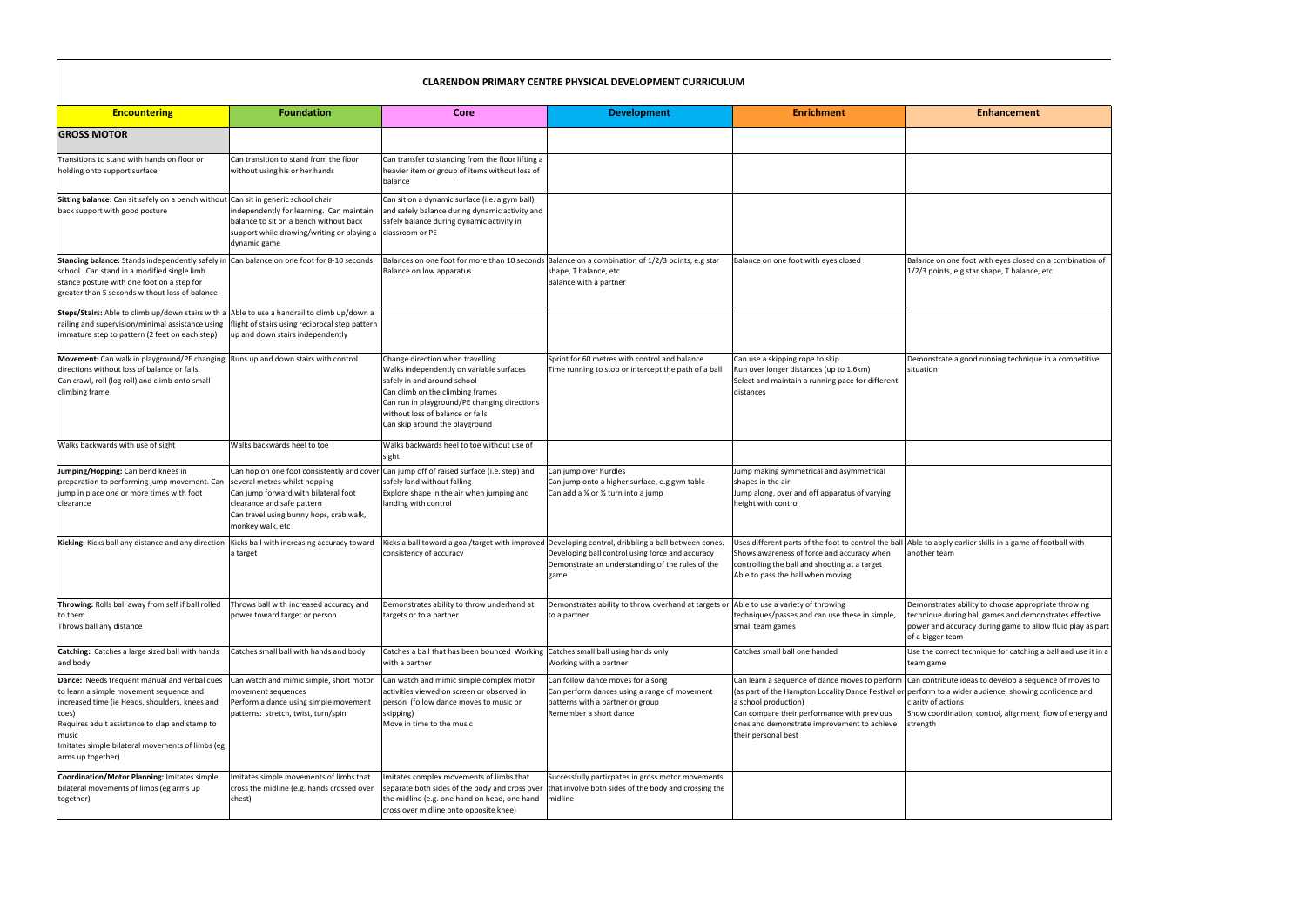# CLARENDON PRIMARY CENTRE PHYSICAL DEVELOPMENT CURRICULUM

| Encountering | Foundation | Core | Development | Enrichment | Enhancement |
|---|---|---|---|---|---|
| **GROSS MOTOR** | | | | | |
| Transitions to stand with hands on floor or holding onto support surface | Can transition to stand from the floor without using his or her hands | Can transfer to standing from the floor lifting a heavier item or group of items without loss of balance | | | |
| **Sitting balance:** Can sit safely on a bench without back support with good posture | Can sit in generic school chair independently for learning. Can maintain balance to sit on a bench without back support while drawing/writing or playing a dynamic game | Can sit on a dynamic surface (i.e. a gym ball) and safely balance during dynamic activity and safely balance during dynamic activity in classroom or PE | | | |
| **Standing balance:** Stands independently safely in school. Can stand in a modified single limb stance posture with one foot on a step for greater than 5 seconds without loss of balance | Can balance on one foot for 8-10 seconds | Balances on one foot for more than 10 seconds<br>Balance on low apparatus | Balance on a combination of 1/2/3 points, e.g star shape, T balance, etc<br>Balance with a partner | Balance on one foot with eyes closed | Balance on one foot with eyes closed on a combination of 1/2/3 points, e.g star shape, T balance, etc |
| **Steps/Stairs:** Able to climb up/down stairs with a railing and supervision/minimal assistance using immature step to pattern (2 feet on each step) | Able to use a handrail to climb up/down a flight of stairs using reciprocal step pattern up and down stairs independently | | | | |
| **Movement:** Can walk in playground/PE changing directions without loss of balance or falls.<br>Can crawl, roll (log roll) and climb onto small climbing frame | Runs up and down stairs with control | Change direction when travelling<br>Walks independently on variable surfaces safely in and around school<br>Can climb on the climbing frames<br>Can run in playground/PE changing directions without loss of balance or falls<br>Can skip around the playground | Sprint for 60 metres with control and balance<br>Time running to stop or intercept the path of a ball | Can use a skipping rope to skip<br>Run over longer distances (up to 1.6km)<br>Select and maintain a running pace for different distances | Demonstrate a good running technique in a competitive situation |
| Walks backwards with use of sight | Walks backwards heel to toe | Walks backwards heel to toe without use of sight | | | |
| **Jumping/Hopping:** Can bend knees in preparation to performing jump movement. Can jump in place one or more times with foot clearance | Can hop on one foot consistently and cover several metres whilst hopping<br>Can jump forward with bilateral foot clearance and safe pattern<br>Can travel using bunny hops, crab walk, monkey walk, etc | Can jump off of raised surface (i.e. step) and safely land without falling<br>Explore shape in the air when jumping and landing with control | Can jump over hurdles<br>Can jump onto a higher surface, e.g gym table<br>Can add a ¼ or ½ turn into a jump | Jump making symmetrical and asymmetrical shapes in the air<br>Jump along, over and off apparatus of varying height with control | |
| **Kicking:** Kicks ball any distance and any direction | Kicks ball with increasing accuracy toward a target | Kicks a ball toward a goal/target with improved consistency of accuracy | Developing control, dribbling a ball between cones.<br>Developing ball control using force and accuracy<br>Demonstrate an understanding of the rules of the game | Uses different parts of the foot to control the ball<br>Shows awareness of force and accuracy when controlling the ball and shooting at a target<br>Able to pass the ball when moving | Able to apply earlier skills in a game of football with another team |
| **Throwing:** Rolls ball away from self if ball rolled to them<br>Throws ball any distance | Throws ball with increased accuracy and power toward target or person | Demonstrates ability to throw underhand at targets or to a partner | Demonstrates ability to throw overhand at targets or to a partner | Able to use a variety of throwing techniques/passes and can use these in simple, small team games | Demonstrates ability to choose appropriate throwing technique during ball games and demonstrates effective power and accuracy during game to allow fluid play as part of a bigger team |
| **Catching:** Catches a large sized ball with hands and body | Catches small ball with hands and body | Catches a ball that has been bounced Working with a partner | Catches small ball using hands only<br>Working with a partner | Catches small ball one handed | Use the correct technique for catching a ball and use it in a team game |
| **Dance:** Needs frequent manual and verbal cues to learn a simple movement sequence and increased time (ie Heads, shoulders, knees and toes)<br>Requires adult assistance to clap and stamp to music<br>Imitates simple bilateral movements of limbs (eg arms up together) | Can watch and mimic simple, short motor movement sequences<br>Perform a dance using simple movement patterns: stretch, twist, turn/spin | Can watch and mimic simple complex motor activities viewed on screen or observed in person (follow dance moves to music or skipping)<br>Move in time to the music | Can follow dance moves for a song<br>Can perform dances using a range of movement patterns with a partner or group<br>Remember a short dance | Can learn a sequence of dance moves to perform (as part of the Hampton Locality Dance Festival or a school production)<br>Can compare their performance with previous ones and demonstrate improvement to achieve their personal best | Can contribute ideas to develop a sequence of moves to perform to a wider audience, showing confidence and clarity of actions<br>Show coordination, control, alignment, flow of energy and strength |
| **Coordination/Motor Planning:** Imitates simple bilateral movements of limbs (eg arms up together) | Imitates simple movements of limbs that cross the midline (e.g. hands crossed over chest) | Imitates complex movements of limbs that separate both sides of the body and cross over the midline (e.g. one hand on head, one hand cross over midline onto opposite knee) | Successfully particpates in gross motor movements that involve both sides of the body and crossing the midline | | |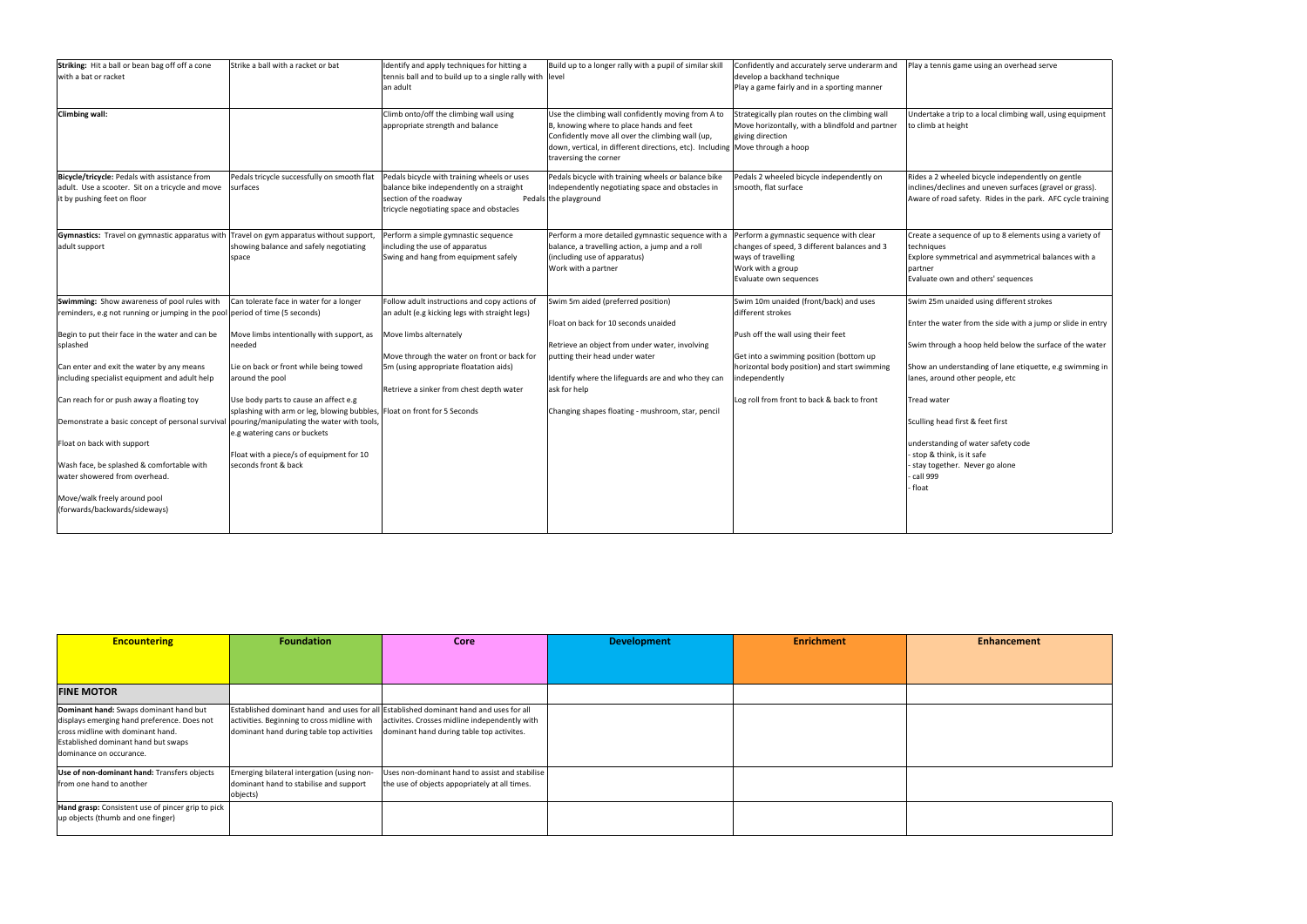| | | | | | |
|---|---|---|---|---|---|
| **Striking:** Hit a ball or bean bag off off a cone with a bat or racket | Strike a ball with a racket or bat | Identify and apply techniques for hitting a tennis ball and to build up to a single rally with an adult | Build up to a longer rally with a pupil of similar skill level | Confidently and accurately serve underarm and develop a backhand technique<br>Play a game fairly and in a sporting manner | Play a tennis game using an overhead serve |
| **Climbing wall:** | | Climb onto/off the climbing wall using appropriate strength and balance | Use the climbing wall confidently moving from A to B, knowing where to place hands and feet<br>Confidently move all over the climbing wall (up, down, vertical, in different directions, etc). Including traversing the corner | Strategically plan routes on the climbing wall<br>Move horizontally, with a blindfold and partner giving direction<br>Move through a hoop | Undertake a trip to a local climbing wall, using equipment to climb at height |
| **Bicycle/tricycle:** Pedals with assistance from adult. Use a scooter. Sit on a tricycle and move it by pushing feet on floor | Pedals tricycle successfully on smooth flat surfaces | Pedals bicycle with training wheels or uses balance bike independently on a straight section of the roadway<br>Pedals tricycle negotiating space and obstacles | Pedals bicycle with training wheels or balance bike Independently negotiating space and obstacles in the playground | Pedals 2 wheeled bicycle independently on smooth, flat surface | Rides a 2 wheeled bicycle independently on gentle inclines/declines and uneven surfaces (gravel or grass). Aware of road safety. Rides in the park. AFC cycle training |
| **Gymnastics:** Travel on gymnastic apparatus with adult support | Travel on gym apparatus without support, showing balance and safely negotiating space | Perform a simple gymnastic sequence including the use of apparatus<br>Swing and hang from equipment safely | Perform a more detailed gymnastic sequence with a balance, a travelling action, a jump and a roll (including use of apparatus)<br>Work with a partner | Perform a gymnastic sequence with clear changes of speed, 3 different balances and 3 ways of travelling<br>Work with a group<br>Evaluate own sequences | Create a sequence of up to 8 elements using a variety of techniques<br>Explore symmetrical and asymmetrical balances with a partner<br>Evaluate own and others' sequences |
| **Swimming:** Show awareness of pool rules with reminders, e.g not running or jumping in the pool<br><br>Begin to put their face in the water and can be splashed<br><br>Can enter and exit the water by any means including specialist equipment and adult help<br><br>Can reach for or push away a floating toy<br><br>Demonstrate a basic concept of personal survival<br><br>Float on back with support<br><br>Wash face, be splashed & comfortable with water showered from overhead.<br><br>Move/walk freely around pool (forwards/backwards/sideways) | Can tolerate face in water for a longer period of time (5 seconds)<br><br>Move limbs intentionally with support, as needed<br><br>Lie on back or front while being towed around the pool<br><br>Use body parts to cause an affect e.g splashing with arm or leg, blowing bubbles, pouring/manipulating the water with tools, e.g watering cans or buckets<br><br>Float with a piece/s of equipment for 10 seconds front & back | Follow adult instructions and copy actions of an adult (e.g kicking legs with straight legs)<br><br>Move limbs alternately<br><br>Move through the water on front or back for 5m (using appropriate floatation aids)<br><br>Retrieve a sinker from chest depth water<br><br>Float on front for 5 Seconds | Swim 5m aided (preferred position)<br><br>Float on back for 10 seconds unaided<br><br>Retrieve an object from under water, involving putting their head under water<br><br>Identify where the lifeguards are and who they can ask for help<br><br>Changing shapes floating - mushroom, star, pencil | Swim 10m unaided (front/back) and uses different strokes<br><br>Push off the wall using their feet<br><br>Get into a swimming position (bottom up horizontal body position) and start swimming independently<br><br>Log roll from front to back & back to front | Swim 25m unaided using different strokes<br><br>Enter the water from the side with a jump or slide in entry<br><br>Swim through a hoop held below the surface of the water<br><br>Show an understanding of lane etiquette, e.g swimming in lanes, around other people, etc<br><br>Tread water<br><br>Sculling head first & feet first<br><br>understanding of water safety code<br>- stop & think, is it safe<br>- stay together. Never go alone<br>- call 999<br>- float |

| Encountering | Foundation | Core | Development | Enrichment | Enhancement |
|---|---|---|---|---|---|
| **FINE MOTOR** | | | | | |
| **Dominant hand:** Swaps dominant hand but displays emerging hand preference. Does not cross midline with dominant hand. Established dominant hand but swaps dominance on occurance. | Established dominant hand and uses for all activities. Beginning to cross midline with dominant hand during table top activities | Established dominant hand and uses for all activites. Crosses midline independently with dominant hand during table top activites. | | | |
| **Use of non-dominant hand:** Transfers objects from one hand to another | Emerging bilateral intergation (using non-dominant hand to stabilise and support objects) | Uses non-dominant hand to assist and stabilise the use of objects appopriately at all times. | | | |
| **Hand grasp:** Consistent use of pincer grip to pick up objects (thumb and one finger) | | | | | |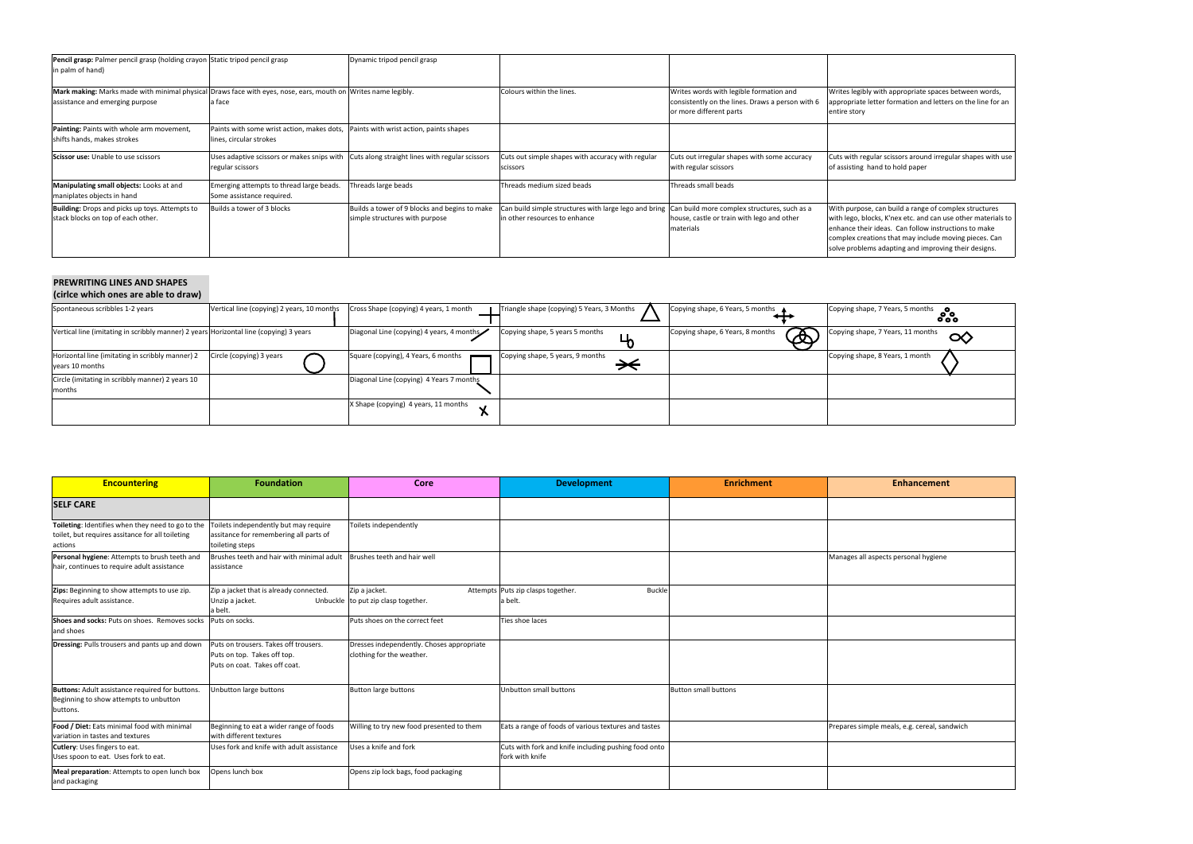| | | | | | |
|---|---|---|---|---|---|
| **Pencil grasp:** Palmer pencil grasp (holding crayon in palm of hand) | Static tripod pencil grasp | Dynamic tripod pencil grasp | | | |
| **Mark making:** Marks made with minimal physical assistance and emerging purpose | Draws face with eyes, nose, ears, mouth on a face | Writes name legibly. | Colours within the lines. | Writes words with legible formation and consistently on the lines. Draws a person with 6 or more different parts | Writes legibly with appropriate spaces between words, appropriate letter formation and letters on the line for an entire story |
| **Painting:** Paints with whole arm movement, shifts hands, makes strokes | Paints with some wrist action, makes dots, lines, circular strokes | Paints with wrist action, paints shapes | | | |
| **Scissor use:** Unable to use scissors | Uses adaptive scissors or makes snips with regular scissors | Cuts along straight lines with regular scissors | Cuts out simple shapes with accuracy with regular scissors | Cuts out irregular shapes with some accuracy with regular scissors | Cuts with regular scissors around irregular shapes with use of assisting hand to hold paper |
| **Manipulating small objects:** Looks at and maniplates objects in hand | Emerging attempts to thread large beads. Some assistance required. | Threads large beads | Threads medium sized beads | Threads small beads | |
| **Building:** Drops and picks up toys. Attempts to stack blocks on top of each other. | Builds a tower of 3 blocks | Builds a tower of 9 blocks and begins to make simple structures with purpose | Can build simple structures with large lego and bring in other resources to enhance | Can build more complex structures, such as a house, castle or train with lego and other materials | With purpose, can build a range of complex structures with lego, blocks, K'nex etc. and can use other materials to enhance their ideas. Can follow instructions to make complex creations that may include moving pieces. Can solve problems adapting and improving their designs. |

## PREWRITING LINES AND SHAPES
**(cirlce which ones are able to draw)**

| | | | | | |
|---|---|---|---|---|---|
| Spontaneous scribbles 1-2 years | Vertical line (copying) 2 years, 10 months | Cross Shape (copying) 4 years, 1 month | Triangle shape (copying) 5 Years, 3 Months | Copying shape, 6 Years, 5 months | Copying shape, 7 Years, 5 months |
| Vertical line (imitating in scribbly manner) 2 years | Horizontal line (copying) 3 years | Diagonal Line (copying) 4 years, 4 months | Copying shape, 5 years 5 months | Copying shape, 6 Years, 8 months | Copying shape, 7 Years, 11 months |
| Horizontal line (imitating in scribbly manner) 2 years 10 months | Circle (copying) 3 years | Square (copying), 4 Years, 6 months | Copying shape, 5 years, 9 months | | Copying shape, 8 Years, 1 month |
| Circle (imitating in scribbly manner) 2 years 10 months | | Diagonal Line (copying) 4 Years 7 months | | | |
| | | X Shape (copying) 4 years, 11 months | | | |

| Encountering | Foundation | Core | Development | Enrichment | Enhancement |
|---|---|---|---|---|---|
| **SELF CARE** | | | | | |
| **Toileting**: Identifies when they need to go to the toilet, but requires assitance for all toileting actions | Toilets independently but may require assitance for remembering all parts of toileting steps | Toilets independently | | | |
| **Personal hygiene**: Attempts to brush teeth and hair, continues to require adult assistance | Brushes teeth and hair with minimal adult assistance | Brushes teeth and hair well | | | Manages all aspects personal hygiene |
| **Zips:** Beginning to show attempts to use zip. Requires adult assistance. | Zip a jacket that is already connected. Unzip a jacket. Unbuckle a belt. | Zip a jacket. Attempts to put zip clasp together. | Puts zip clasps together. Buckle a belt. | | |
| **Shoes and socks:** Puts on shoes. Removes socks and shoes | Puts on socks. | Puts shoes on the correct feet | Ties shoe laces | | |
| **Dressing:** Pulls trousers and pants up and down | Puts on trousers. Takes off trousers. Puts on top. Takes off top. Puts on coat. Takes off coat. | Dresses independently. Choses appropriate clothing for the weather. | | | |
| **Buttons:** Adult assistance required for buttons. Beginning to show attempts to unbutton buttons. | Unbutton large buttons | Button large buttons | Unbutton small buttons | Button small buttons | |
| **Food / Diet:** Eats minimal food with minimal variation in tastes and textures | Beginning to eat a wider range of foods with different textures | Willing to try new food presented to them | Eats a range of foods of various textures and tastes | | Prepares simple meals, e.g. cereal, sandwich |
| **Cutlery**: Uses fingers to eat. Uses spoon to eat. Uses fork to eat. | Uses fork and knife with adult assistance | Uses a knife and fork | Cuts with fork and knife including pushing food onto fork with knife | | |
| **Meal preparation**: Attempts to open lunch box and packaging | Opens lunch box | Opens zip lock bags, food packaging | | | |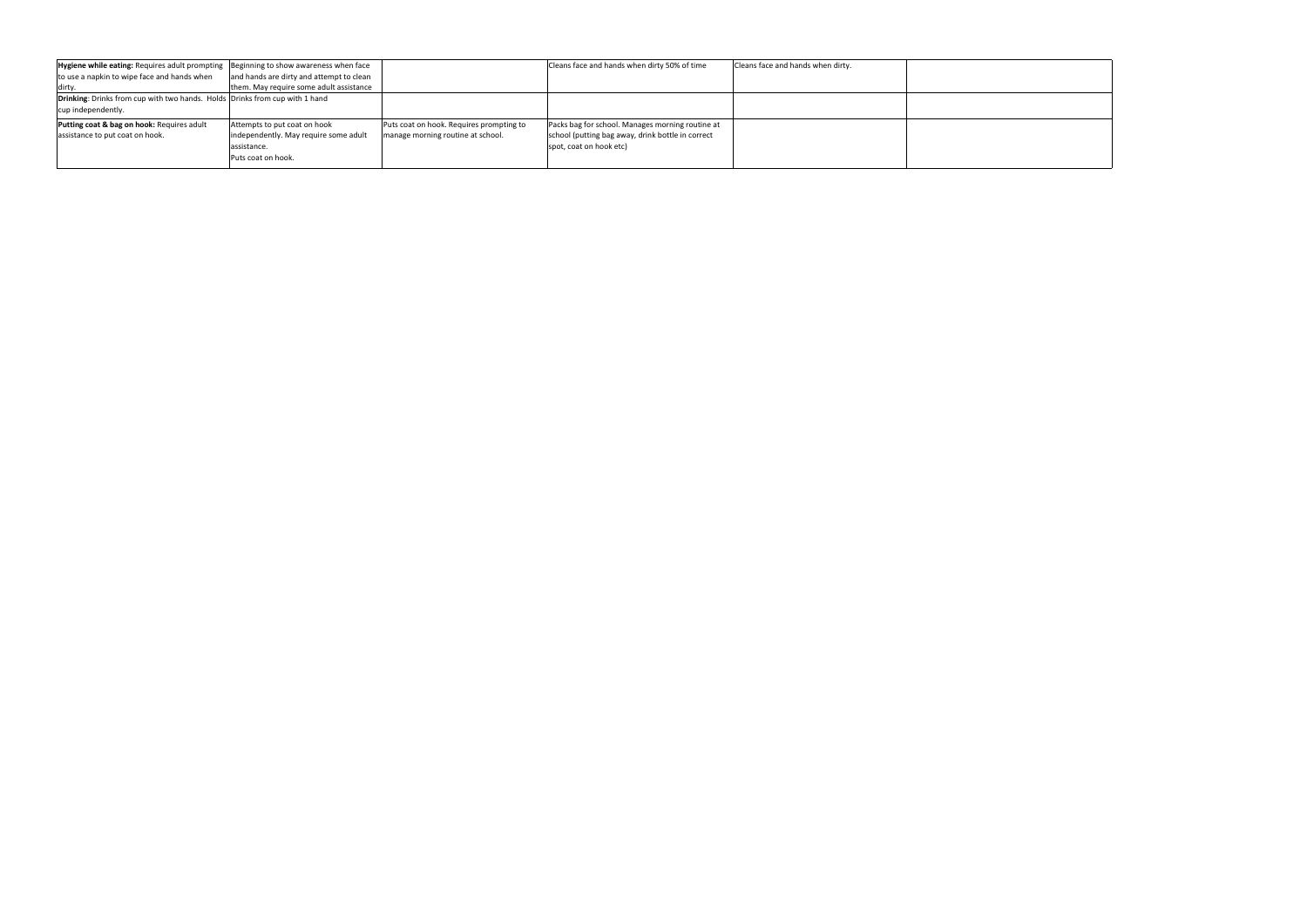| | | | | | |
|---|---|---|---|---|---|
| **Hygiene while eating:** Requires adult prompting to use a napkin to wipe face and hands when dirty. | Beginning to show awareness when face and hands are dirty and attempt to clean them. May require some adult assistance | | Cleans face and hands when dirty 50% of time | Cleans face and hands when dirty. | |
| **Drinking**: Drinks from cup with two hands. Holds cup independently. | Drinks from cup with 1 hand | | | | |
| **Putting coat & bag on hook:** Requires adult assistance to put coat on hook. | Attempts to put coat on hook independently. May require some adult assistance.<br>Puts coat on hook. | Puts coat on hook. Requires prompting to manage morning routine at school. | Packs bag for school. Manages morning routine at school (putting bag away, drink bottle in correct spot, coat on hook etc) | | |